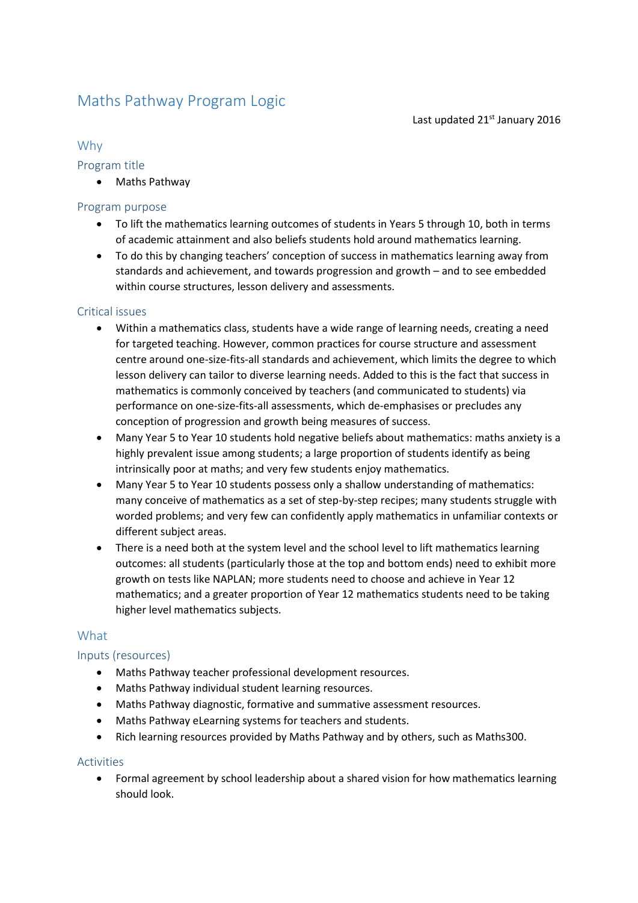# Maths Pathway Program Logic

Last updated 21st January 2016

## Why

### Program title

- Maths Pathway

### Program purpose

- To lift the mathematics learning outcomes of students in Years 5 through 10, both in terms of academic attainment and also beliefs students hold around mathematics learning.
- To do this by changing teachers' conception of success in mathematics learning away from standards and achievement, and towards progression and growth – and to see embedded within course structures, lesson delivery and assessments.

### Critical issues

- Within a mathematics class, students have a wide range of learning needs, creating a need for targeted teaching. However, common practices for course structure and assessment centre around one-size-fits-all standards and achievement, which limits the degree to which lesson delivery can tailor to diverse learning needs. Added to this is the fact that success in mathematics is commonly conceived by teachers (and communicated to students) via performance on one-size-fits-all assessments, which de-emphasises or precludes any conception of progression and growth being measures of success.
- Many Year 5 to Year 10 students hold negative beliefs about mathematics: maths anxiety is a highly prevalent issue among students; a large proportion of students identify as being intrinsically poor at maths; and very few students enjoy mathematics.
- Many Year 5 to Year 10 students possess only a shallow understanding of mathematics: many conceive of mathematics as a set of step-by-step recipes; many students struggle with worded problems; and very few can confidently apply mathematics in unfamiliar contexts or different subject areas.
- There is a need both at the system level and the school level to lift mathematics learning outcomes: all students (particularly those at the top and bottom ends) need to exhibit more growth on tests like NAPLAN; more students need to choose and achieve in Year 12 mathematics; and a greater proportion of Year 12 mathematics students need to be taking higher level mathematics subjects.

## What

### Inputs (resources)

- Maths Pathway teacher professional development resources.
- Maths Pathway individual student learning resources.
- Maths Pathway diagnostic, formative and summative assessment resources.
- Maths Pathway eLearning systems for teachers and students.
- Rich learning resources provided by Maths Pathway and by others, such as Maths300.

### Activities

- Formal agreement by school leadership about a shared vision for how mathematics learning should look.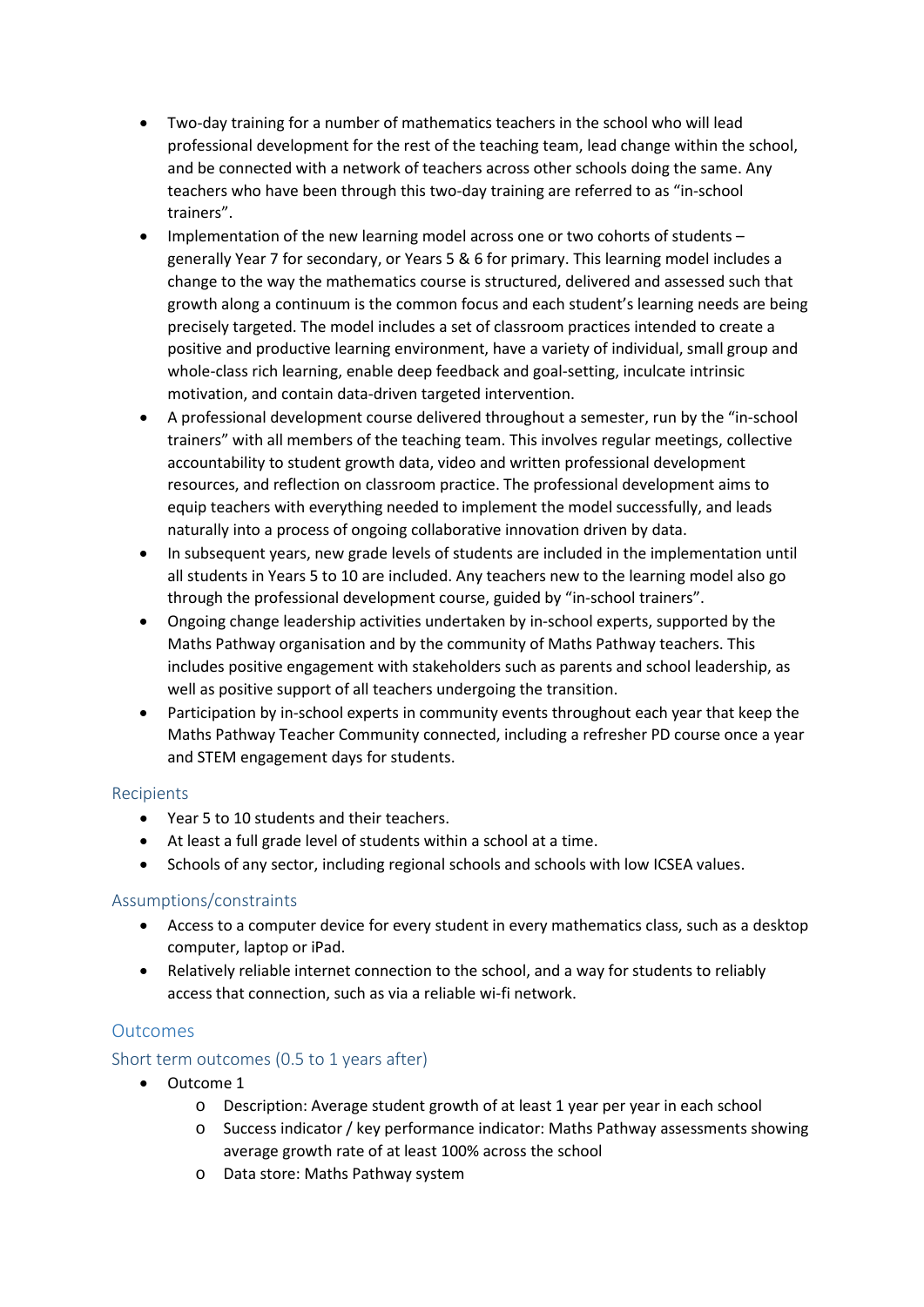- Two-day training for a number of mathematics teachers in the school who will lead professional development for the rest of the teaching team, lead change within the school, and be connected with a network of teachers across other schools doing the same. Any teachers who have been through this two-day training are referred to as "in-school trainers".
- Implementation of the new learning model across one or two cohorts of students – generally Year 7 for secondary, or Years 5 & 6 for primary. This learning model includes a change to the way the mathematics course is structured, delivered and assessed such that growth along a continuum is the common focus and each student's learning needs are being precisely targeted. The model includes a set of classroom practices intended to create a positive and productive learning environment, have a variety of individual, small group and whole-class rich learning, enable deep feedback and goal-setting, inculcate intrinsic motivation, and contain data-driven targeted intervention.
- A professional development course delivered throughout a semester, run by the "in-school trainers" with all members of the teaching team. This involves regular meetings, collective accountability to student growth data, video and written professional development resources, and reflection on classroom practice. The professional development aims to equip teachers with everything needed to implement the model successfully, and leads naturally into a process of ongoing collaborative innovation driven by data.
- In subsequent years, new grade levels of students are included in the implementation until all students in Years 5 to 10 are included. Any teachers new to the learning model also go through the professional development course, guided by "in-school trainers".
- Ongoing change leadership activities undertaken by in-school experts, supported by the Maths Pathway organisation and by the community of Maths Pathway teachers. This includes positive engagement with stakeholders such as parents and school leadership, as well as positive support of all teachers undergoing the transition.
- Participation by in-school experts in community events throughout each year that keep the Maths Pathway Teacher Community connected, including a refresher PD course once a year and STEM engagement days for students.

## Recipients

- Year 5 to 10 students and their teachers.
- At least a full grade level of students within a school at a time.
- Schools of any sector, including regional schools and schools with low ICSEA values.

## Assumptions/constraints

- Access to a computer device for every student in every mathematics class, such as a desktop computer, laptop or iPad.
- Relatively reliable internet connection to the school, and a way for students to reliably access that connection, such as via a reliable wi-fi network.

## Outcomes

### Short term outcomes (0.5 to 1 years after)

- Outcome 1
  - Description: Average student growth of at least 1 year per year in each school
  - Success indicator / key performance indicator: Maths Pathway assessments showing average growth rate of at least 100% across the school
  - Data store: Maths Pathway system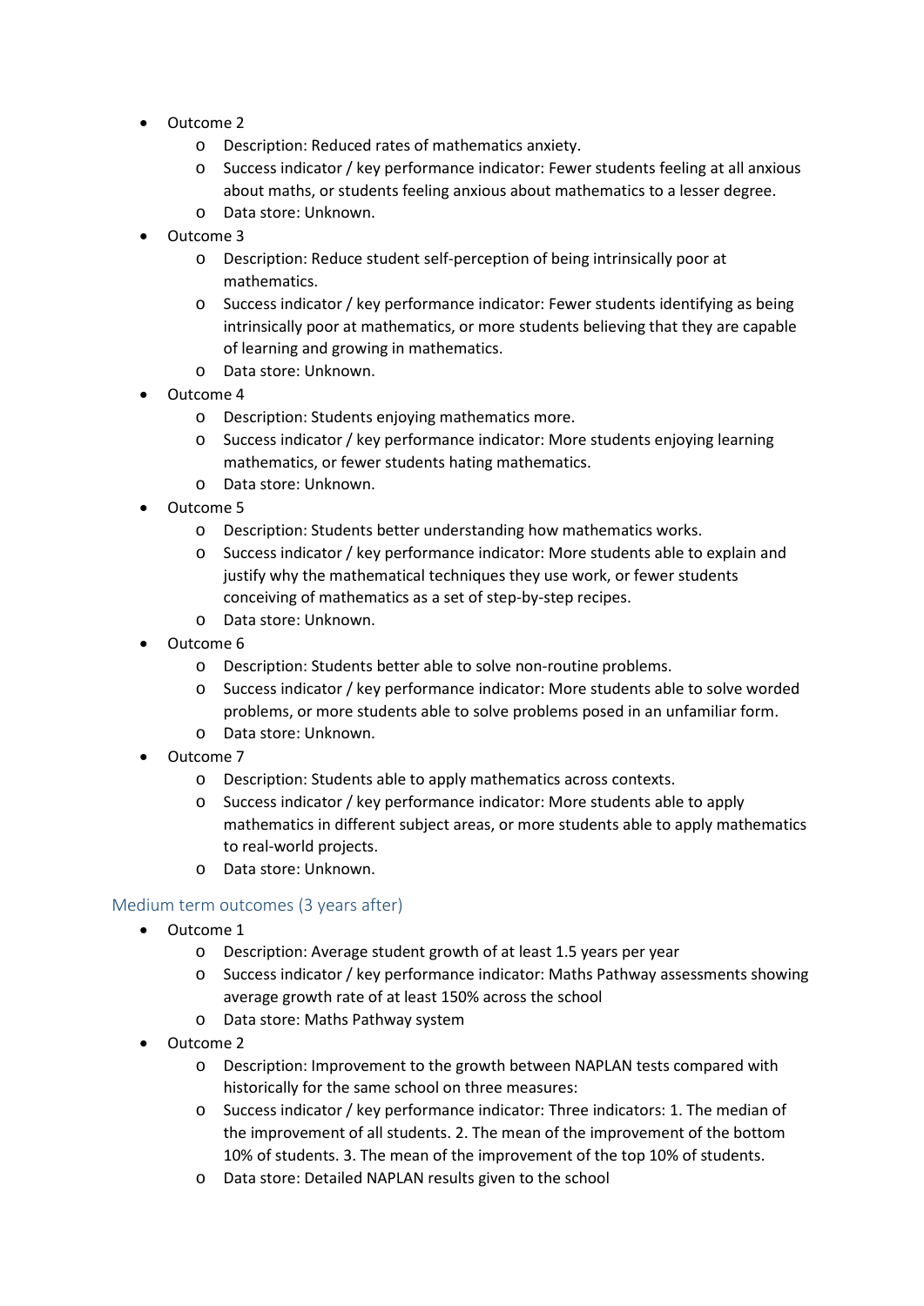- Outcome 2
    - Description: Reduced rates of mathematics anxiety.
    - Success indicator / key performance indicator: Fewer students feeling at all anxious about maths, or students feeling anxious about mathematics to a lesser degree.
    - Data store: Unknown.
- Outcome 3
    - Description: Reduce student self-perception of being intrinsically poor at mathematics.
    - Success indicator / key performance indicator: Fewer students identifying as being intrinsically poor at mathematics, or more students believing that they are capable of learning and growing in mathematics.
    - Data store: Unknown.
- Outcome 4
    - Description: Students enjoying mathematics more.
    - Success indicator / key performance indicator: More students enjoying learning mathematics, or fewer students hating mathematics.
    - Data store: Unknown.
- Outcome 5
    - Description: Students better understanding how mathematics works.
    - Success indicator / key performance indicator: More students able to explain and justify why the mathematical techniques they use work, or fewer students conceiving of mathematics as a set of step-by-step recipes.
    - Data store: Unknown.
- Outcome 6
    - Description: Students better able to solve non-routine problems.
    - Success indicator / key performance indicator: More students able to solve worded problems, or more students able to solve problems posed in an unfamiliar form.
    - Data store: Unknown.
- Outcome 7
    - Description: Students able to apply mathematics across contexts.
    - Success indicator / key performance indicator: More students able to apply mathematics in different subject areas, or more students able to apply mathematics to real-world projects.
    - Data store: Unknown.

## Medium term outcomes (3 years after)

- Outcome 1
    - Description: Average student growth of at least 1.5 years per year
    - Success indicator / key performance indicator: Maths Pathway assessments showing average growth rate of at least 150% across the school
    - Data store: Maths Pathway system
- Outcome 2
    - Description: Improvement to the growth between NAPLAN tests compared with historically for the same school on three measures:
    - Success indicator / key performance indicator: Three indicators: 1. The median of the improvement of all students. 2. The mean of the improvement of the bottom 10% of students. 3. The mean of the improvement of the top 10% of students.
    - Data store: Detailed NAPLAN results given to the school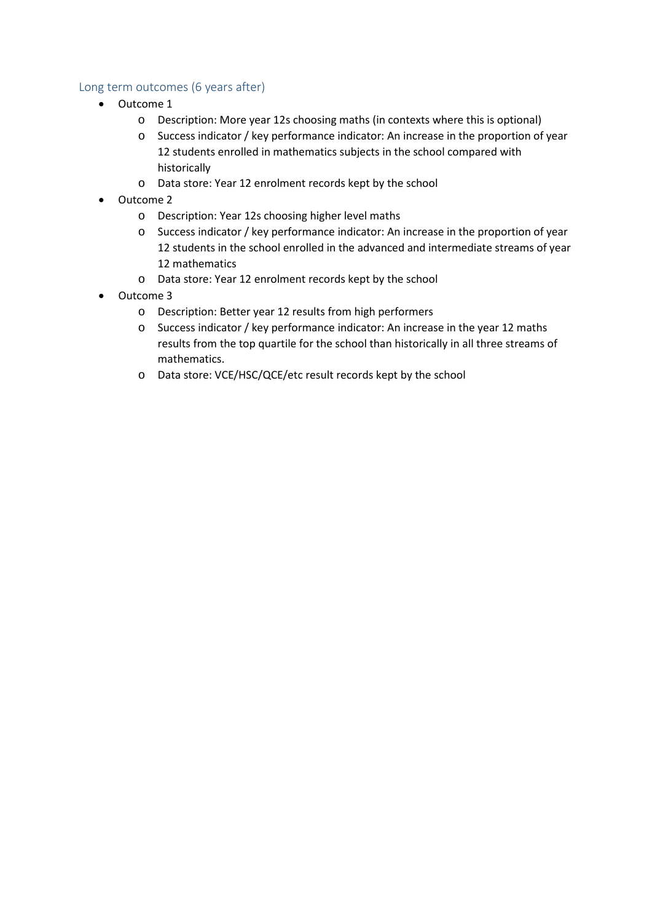### Long term outcomes (6 years after)

- Outcome 1
    - Description: More year 12s choosing maths (in contexts where this is optional)
    - Success indicator / key performance indicator: An increase in the proportion of year 12 students enrolled in mathematics subjects in the school compared with historically
    - Data store: Year 12 enrolment records kept by the school
- Outcome 2
    - Description: Year 12s choosing higher level maths
    - Success indicator / key performance indicator: An increase in the proportion of year 12 students in the school enrolled in the advanced and intermediate streams of year 12 mathematics
    - Data store: Year 12 enrolment records kept by the school
- Outcome 3
    - Description: Better year 12 results from high performers
    - Success indicator / key performance indicator: An increase in the year 12 maths results from the top quartile for the school than historically in all three streams of mathematics.
    - Data store: VCE/HSC/QCE/etc result records kept by the school